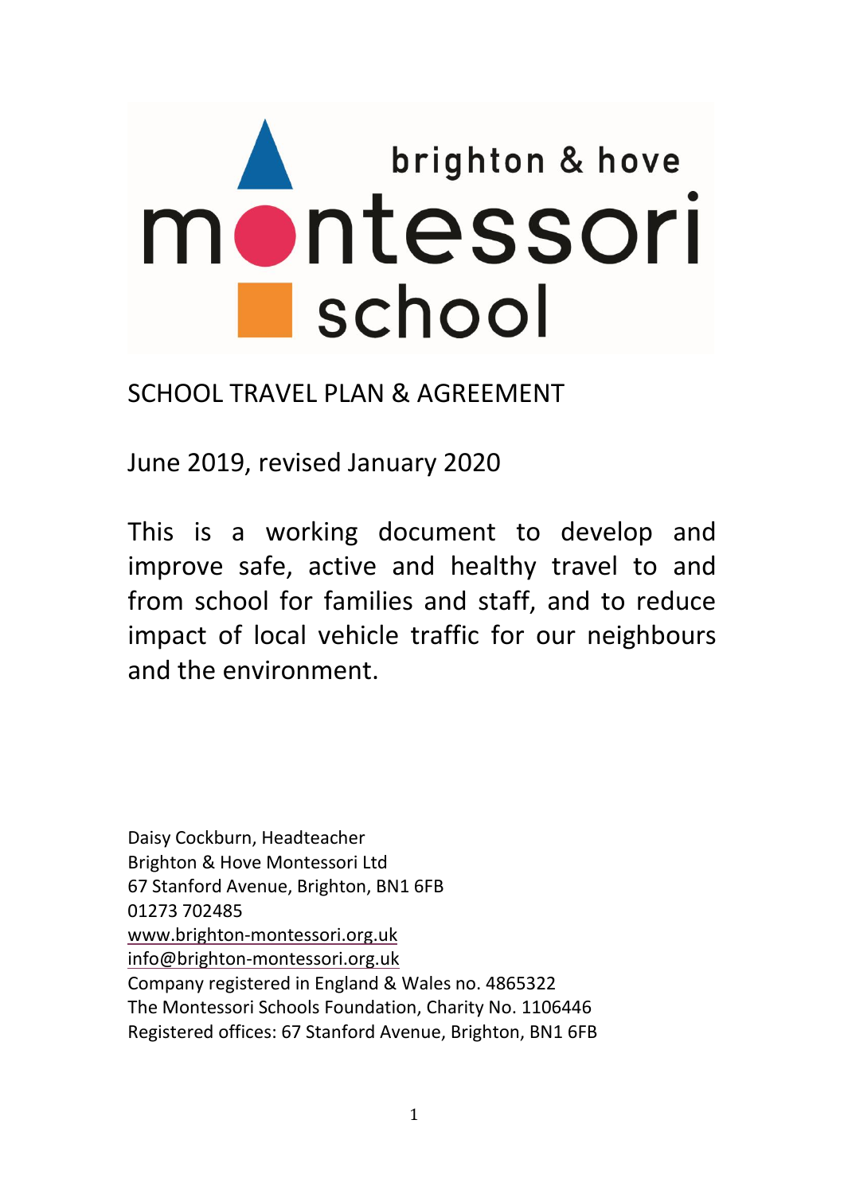brighton & hove montessori school

# SCHOOL TRAVEL PLAN & AGREEMENT

June 2019, revised January 2020

This is a working document to develop and improve safe, active and healthy travel to and from school for families and staff, and to reduce impact of local vehicle traffic for our neighbours and the environment.

Daisy Cockburn, Headteacher
Brighton & Hove Montessori Ltd
67 Stanford Avenue, Brighton, BN1 6FB
01273 702485
www.brighton-montessori.org.uk
info@brighton-montessori.org.uk
Company registered in England & Wales no. 4865322
The Montessori Schools Foundation, Charity No. 1106446
Registered offices: 67 Stanford Avenue, Brighton, BN1 6FB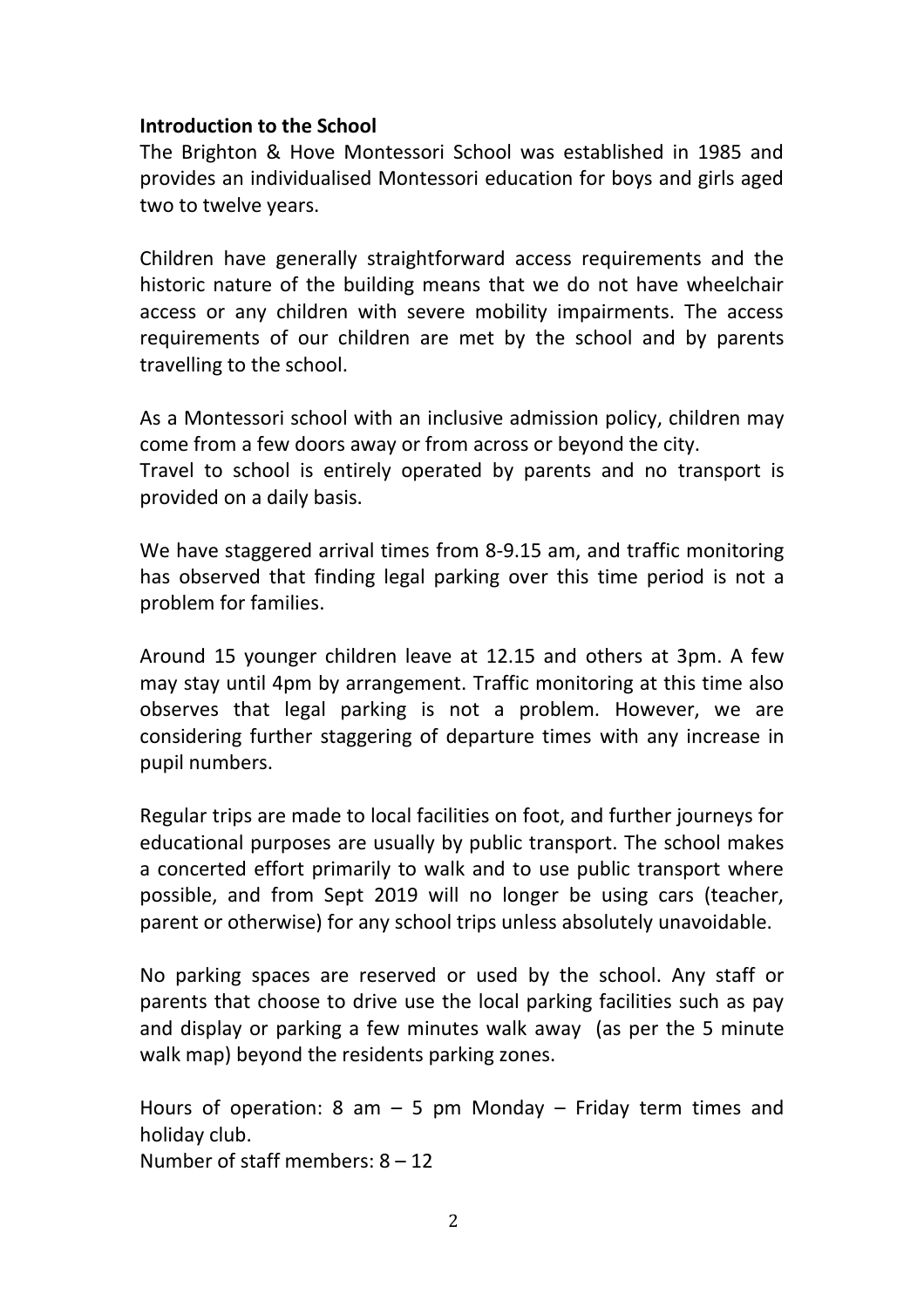**Introduction to the School**

The Brighton & Hove Montessori School was established in 1985 and provides an individualised Montessori education for boys and girls aged two to twelve years.

Children have generally straightforward access requirements and the historic nature of the building means that we do not have wheelchair access or any children with severe mobility impairments. The access requirements of our children are met by the school and by parents travelling to the school.

As a Montessori school with an inclusive admission policy, children may come from a few doors away or from across or beyond the city.
Travel to school is entirely operated by parents and no transport is provided on a daily basis.

We have staggered arrival times from 8-9.15 am, and traffic monitoring has observed that finding legal parking over this time period is not a problem for families.

Around 15 younger children leave at 12.15 and others at 3pm. A few may stay until 4pm by arrangement. Traffic monitoring at this time also observes that legal parking is not a problem. However, we are considering further staggering of departure times with any increase in pupil numbers.

Regular trips are made to local facilities on foot, and further journeys for educational purposes are usually by public transport. The school makes a concerted effort primarily to walk and to use public transport where possible, and from Sept 2019 will no longer be using cars (teacher, parent or otherwise) for any school trips unless absolutely unavoidable.

No parking spaces are reserved or used by the school. Any staff or parents that choose to drive use the local parking facilities such as pay and display or parking a few minutes walk away (as per the 5 minute walk map) beyond the residents parking zones.

Hours of operation: 8 am – 5 pm Monday – Friday term times and holiday club.
Number of staff members: 8 – 12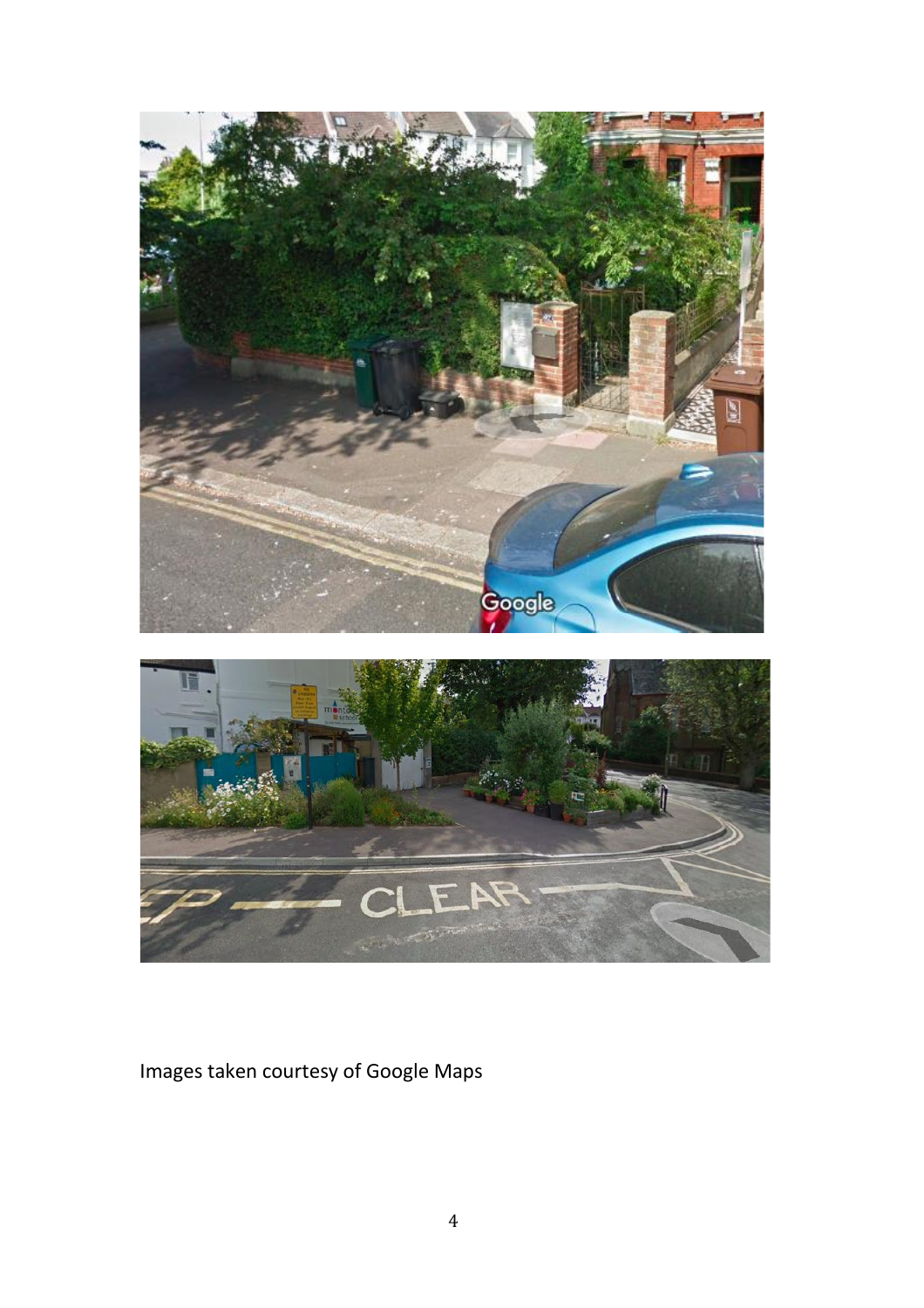Images taken courtesy of Google Maps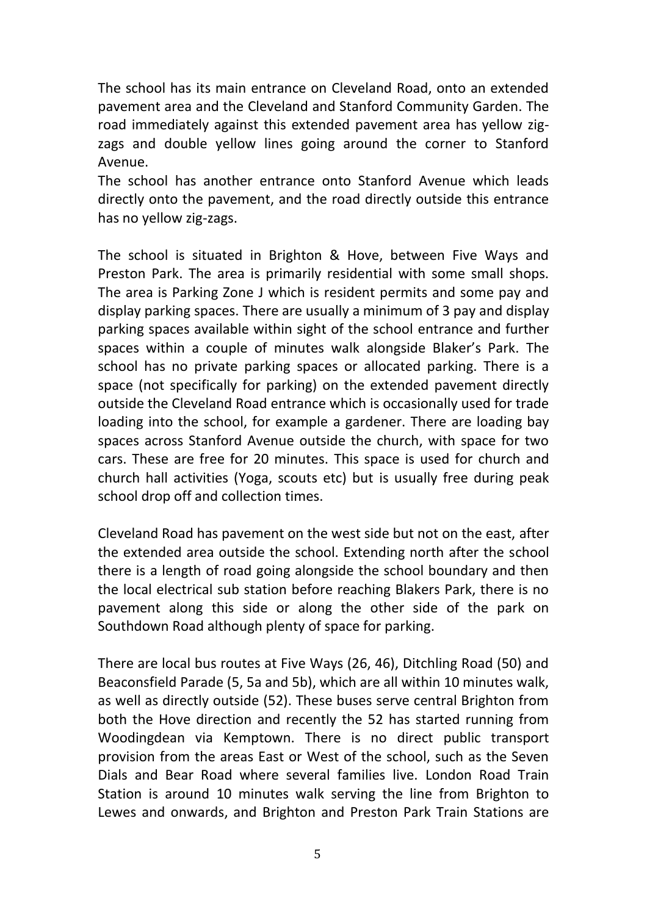The school has its main entrance on Cleveland Road, onto an extended pavement area and the Cleveland and Stanford Community Garden. The road immediately against this extended pavement area has yellow zig-zags and double yellow lines going around the corner to Stanford Avenue.
The school has another entrance onto Stanford Avenue which leads directly onto the pavement, and the road directly outside this entrance has no yellow zig-zags.

The school is situated in Brighton & Hove, between Five Ways and Preston Park. The area is primarily residential with some small shops. The area is Parking Zone J which is resident permits and some pay and display parking spaces. There are usually a minimum of 3 pay and display parking spaces available within sight of the school entrance and further spaces within a couple of minutes walk alongside Blaker's Park. The school has no private parking spaces or allocated parking. There is a space (not specifically for parking) on the extended pavement directly outside the Cleveland Road entrance which is occasionally used for trade loading into the school, for example a gardener. There are loading bay spaces across Stanford Avenue outside the church, with space for two cars. These are free for 20 minutes. This space is used for church and church hall activities (Yoga, scouts etc) but is usually free during peak school drop off and collection times.

Cleveland Road has pavement on the west side but not on the east, after the extended area outside the school. Extending north after the school there is a length of road going alongside the school boundary and then the local electrical sub station before reaching Blakers Park, there is no pavement along this side or along the other side of the park on Southdown Road although plenty of space for parking.

There are local bus routes at Five Ways (26, 46), Ditchling Road (50) and Beaconsfield Parade (5, 5a and 5b), which are all within 10 minutes walk, as well as directly outside (52). These buses serve central Brighton from both the Hove direction and recently the 52 has started running from Woodingdean via Kemptown. There is no direct public transport provision from the areas East or West of the school, such as the Seven Dials and Bear Road where several families live. London Road Train Station is around 10 minutes walk serving the line from Brighton to Lewes and onwards, and Brighton and Preston Park Train Stations are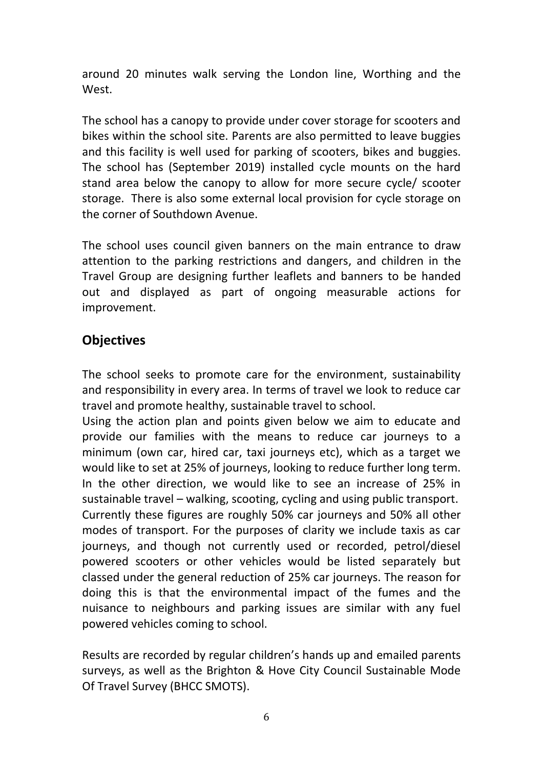around 20 minutes walk serving the London line, Worthing and the West.

The school has a canopy to provide under cover storage for scooters and bikes within the school site. Parents are also permitted to leave buggies and this facility is well used for parking of scooters, bikes and buggies. The school has (September 2019) installed cycle mounts on the hard stand area below the canopy to allow for more secure cycle/ scooter storage. There is also some external local provision for cycle storage on the corner of Southdown Avenue.

The school uses council given banners on the main entrance to draw attention to the parking restrictions and dangers, and children in the Travel Group are designing further leaflets and banners to be handed out and displayed as part of ongoing measurable actions for improvement.

## Objectives

The school seeks to promote care for the environment, sustainability and responsibility in every area. In terms of travel we look to reduce car travel and promote healthy, sustainable travel to school.
Using the action plan and points given below we aim to educate and provide our families with the means to reduce car journeys to a minimum (own car, hired car, taxi journeys etc), which as a target we would like to set at 25% of journeys, looking to reduce further long term. In the other direction, we would like to see an increase of 25% in sustainable travel – walking, scooting, cycling and using public transport. Currently these figures are roughly 50% car journeys and 50% all other modes of transport. For the purposes of clarity we include taxis as car journeys, and though not currently used or recorded, petrol/diesel powered scooters or other vehicles would be listed separately but classed under the general reduction of 25% car journeys. The reason for doing this is that the environmental impact of the fumes and the nuisance to neighbours and parking issues are similar with any fuel powered vehicles coming to school.

Results are recorded by regular children's hands up and emailed parents surveys, as well as the Brighton & Hove City Council Sustainable Mode Of Travel Survey (BHCC SMOTS).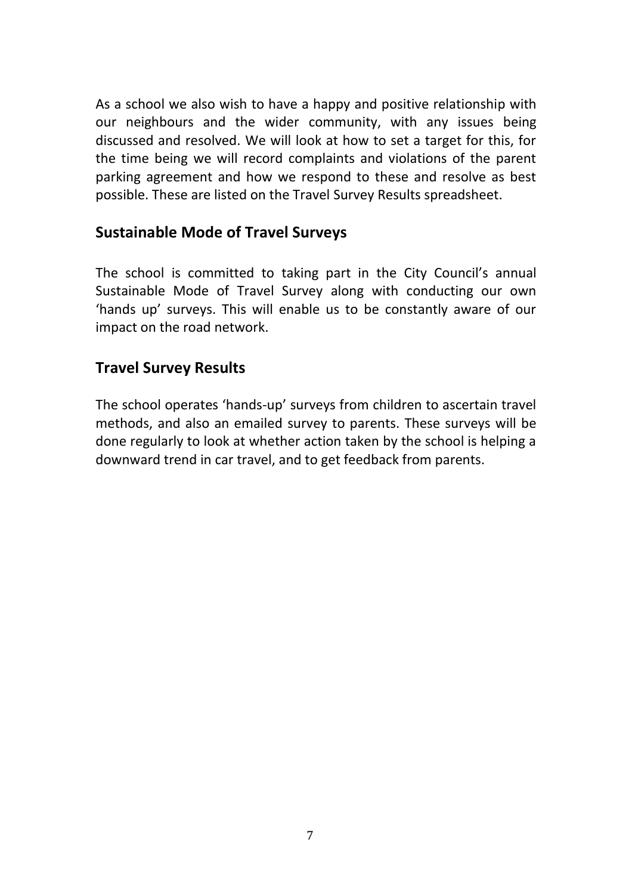As a school we also wish to have a happy and positive relationship with our neighbours and the wider community, with any issues being discussed and resolved. We will look at how to set a target for this, for the time being we will record complaints and violations of the parent parking agreement and how we respond to these and resolve as best possible. These are listed on the Travel Survey Results spreadsheet.

## Sustainable Mode of Travel Surveys

The school is committed to taking part in the City Council's annual Sustainable Mode of Travel Survey along with conducting our own 'hands up' surveys. This will enable us to be constantly aware of our impact on the road network.

## Travel Survey Results

The school operates 'hands-up' surveys from children to ascertain travel methods, and also an emailed survey to parents. These surveys will be done regularly to look at whether action taken by the school is helping a downward trend in car travel, and to get feedback from parents.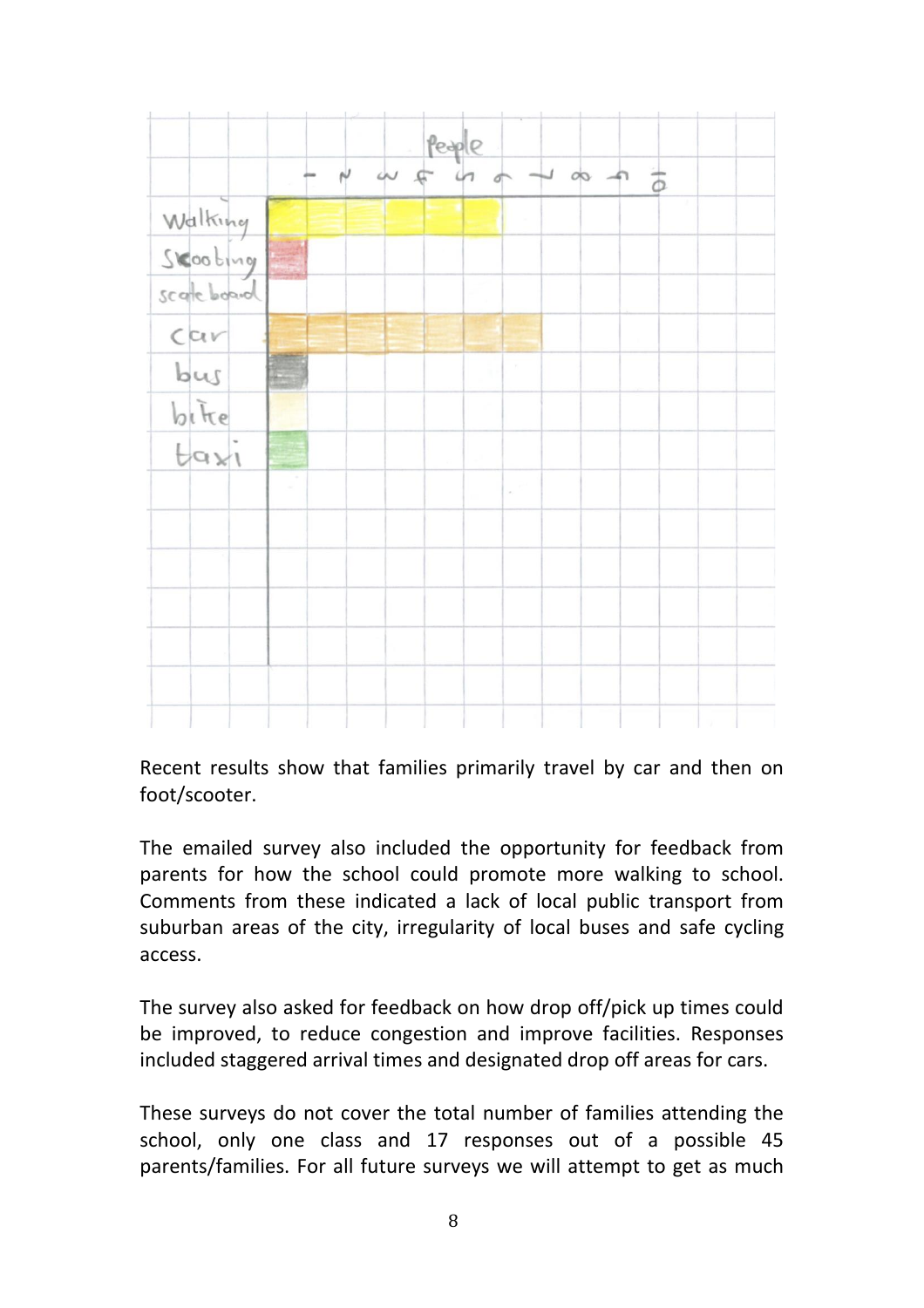| | People |
|---|---|
| Walking | 6 |
| Skooting | 1 |
| scate board | 0 |
| car | 7 |
| bus | 1 |
| bike | 1 |
| taxi | 1 |

Recent results show that families primarily travel by car and then on foot/scooter.

The emailed survey also included the opportunity for feedback from parents for how the school could promote more walking to school. Comments from these indicated a lack of local public transport from suburban areas of the city, irregularity of local buses and safe cycling access.

The survey also asked for feedback on how drop off/pick up times could be improved, to reduce congestion and improve facilities. Responses included staggered arrival times and designated drop off areas for cars.

These surveys do not cover the total number of families attending the school, only one class and 17 responses out of a possible 45 parents/families. For all future surveys we will attempt to get as much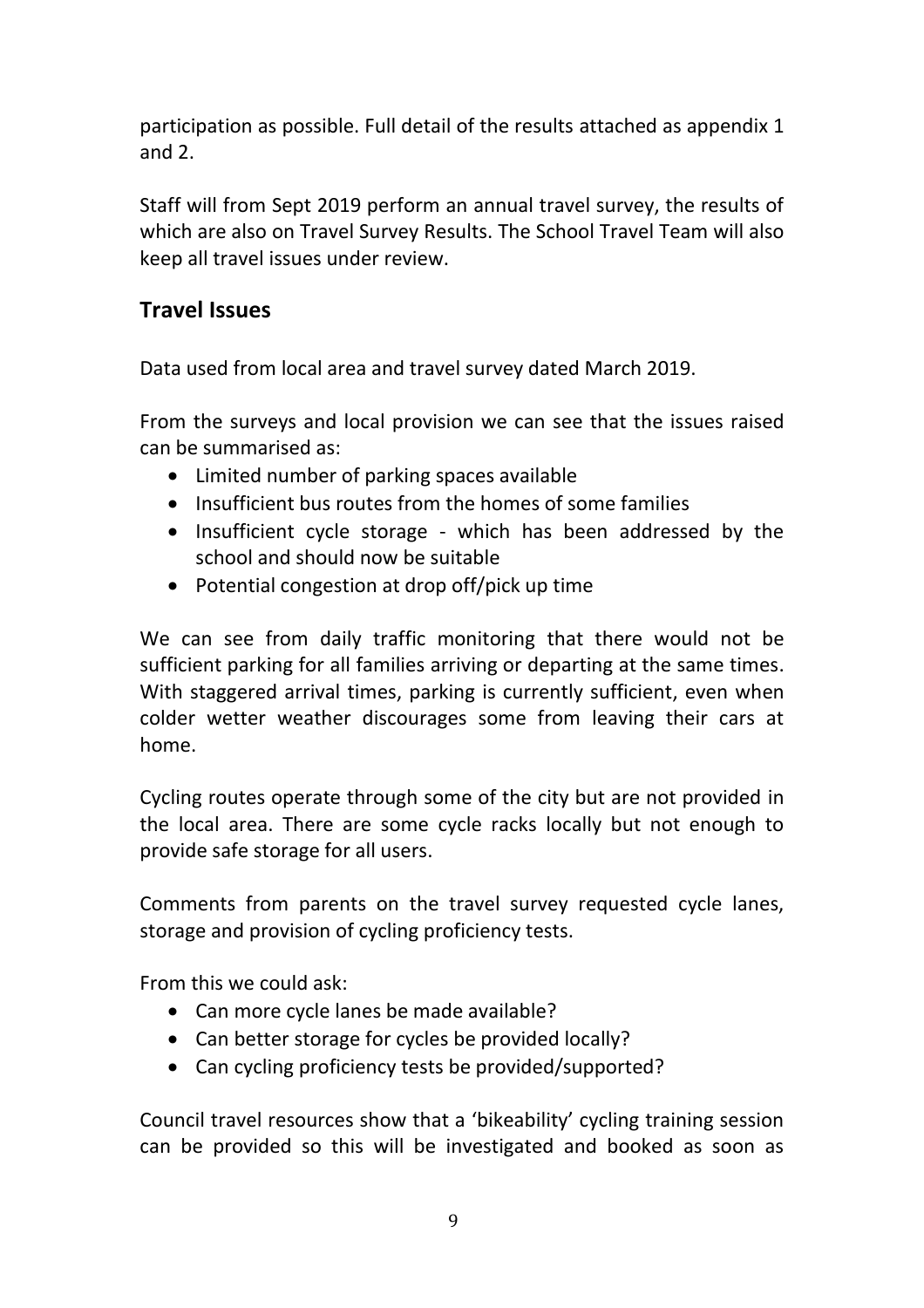participation as possible. Full detail of the results attached as appendix 1 and 2.

Staff will from Sept 2019 perform an annual travel survey, the results of which are also on Travel Survey Results. The School Travel Team will also keep all travel issues under review.

## Travel Issues

Data used from local area and travel survey dated March 2019.

From the surveys and local provision we can see that the issues raised can be summarised as:

- Limited number of parking spaces available
- Insufficient bus routes from the homes of some families
- Insufficient cycle storage - which has been addressed by the school and should now be suitable
- Potential congestion at drop off/pick up time

We can see from daily traffic monitoring that there would not be sufficient parking for all families arriving or departing at the same times. With staggered arrival times, parking is currently sufficient, even when colder wetter weather discourages some from leaving their cars at home.

Cycling routes operate through some of the city but are not provided in the local area. There are some cycle racks locally but not enough to provide safe storage for all users.

Comments from parents on the travel survey requested cycle lanes, storage and provision of cycling proficiency tests.

From this we could ask:

- Can more cycle lanes be made available?
- Can better storage for cycles be provided locally?
- Can cycling proficiency tests be provided/supported?

Council travel resources show that a 'bikeability' cycling training session can be provided so this will be investigated and booked as soon as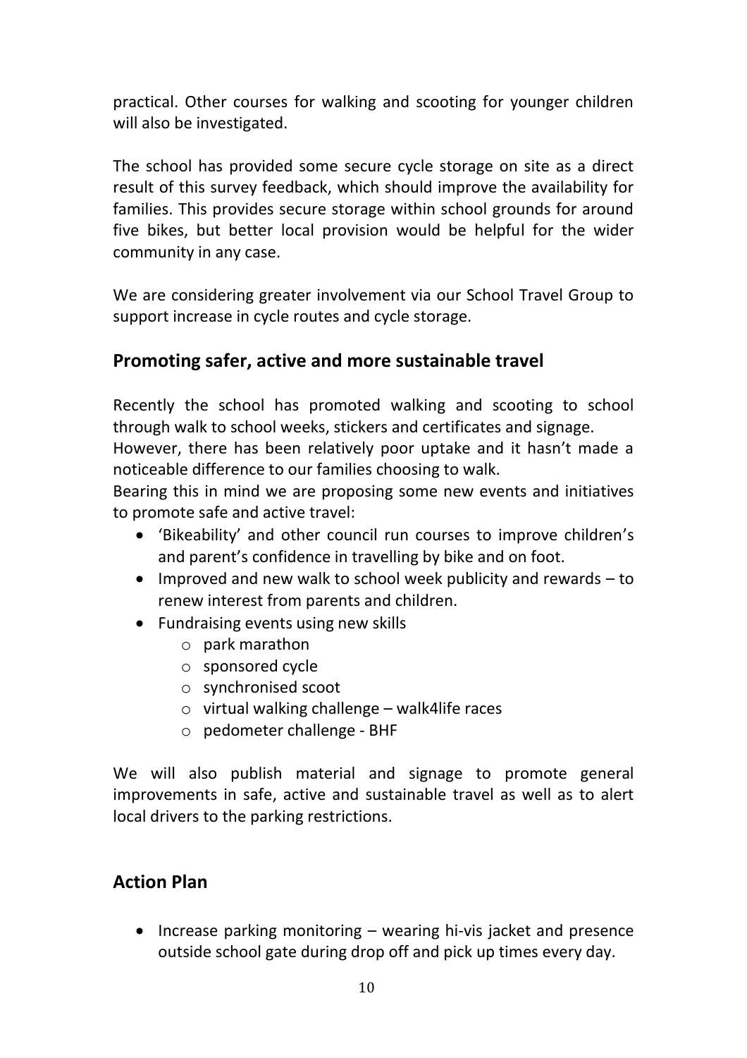practical. Other courses for walking and scooting for younger children will also be investigated.

The school has provided some secure cycle storage on site as a direct result of this survey feedback, which should improve the availability for families. This provides secure storage within school grounds for around five bikes, but better local provision would be helpful for the wider community in any case.

We are considering greater involvement via our School Travel Group to support increase in cycle routes and cycle storage.

## Promoting safer, active and more sustainable travel

Recently the school has promoted walking and scooting to school through walk to school weeks, stickers and certificates and signage.
However, there has been relatively poor uptake and it hasn't made a noticeable difference to our families choosing to walk.
Bearing this in mind we are proposing some new events and initiatives to promote safe and active travel:

- 'Bikeability' and other council run courses to improve children's and parent's confidence in travelling by bike and on foot.
- Improved and new walk to school week publicity and rewards – to renew interest from parents and children.
- Fundraising events using new skills
  - park marathon
  - sponsored cycle
  - synchronised scoot
  - virtual walking challenge – walk4life races
  - pedometer challenge - BHF

We will also publish material and signage to promote general improvements in safe, active and sustainable travel as well as to alert local drivers to the parking restrictions.

## Action Plan

- Increase parking monitoring – wearing hi-vis jacket and presence outside school gate during drop off and pick up times every day.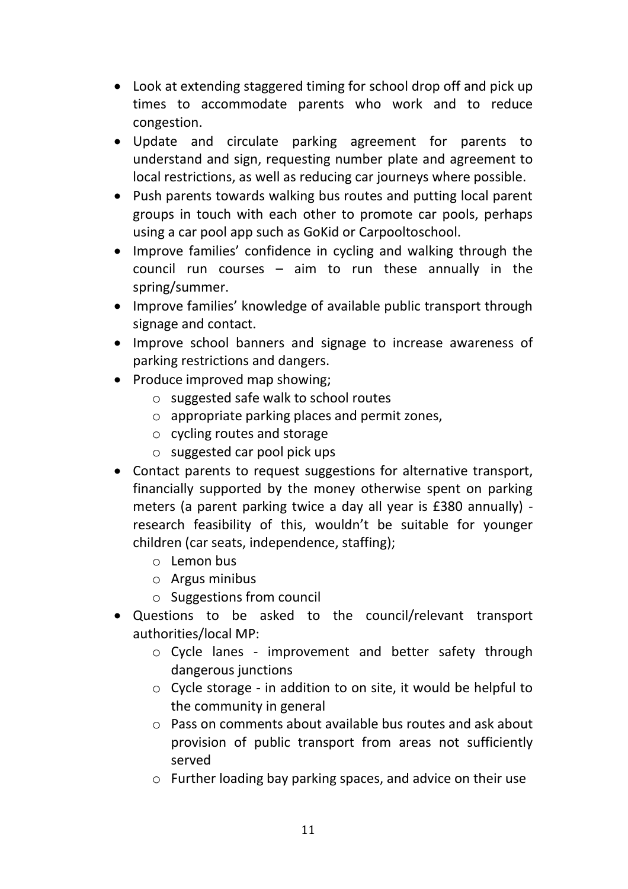- Look at extending staggered timing for school drop off and pick up times to accommodate parents who work and to reduce congestion.
- Update and circulate parking agreement for parents to understand and sign, requesting number plate and agreement to local restrictions, as well as reducing car journeys where possible.
- Push parents towards walking bus routes and putting local parent groups in touch with each other to promote car pools, perhaps using a car pool app such as GoKid or Carpooltoschool.
- Improve families' confidence in cycling and walking through the council run courses – aim to run these annually in the spring/summer.
- Improve families' knowledge of available public transport through signage and contact.
- Improve school banners and signage to increase awareness of parking restrictions and dangers.
- Produce improved map showing;
  - suggested safe walk to school routes
  - appropriate parking places and permit zones,
  - cycling routes and storage
  - suggested car pool pick ups
- Contact parents to request suggestions for alternative transport, financially supported by the money otherwise spent on parking meters (a parent parking twice a day all year is £380 annually) - research feasibility of this, wouldn't be suitable for younger children (car seats, independence, staffing);
  - Lemon bus
  - Argus minibus
  - Suggestions from council
- Questions to be asked to the council/relevant transport authorities/local MP:
  - Cycle lanes - improvement and better safety through dangerous junctions
  - Cycle storage - in addition to on site, it would be helpful to the community in general
  - Pass on comments about available bus routes and ask about provision of public transport from areas not sufficiently served
  - Further loading bay parking spaces, and advice on their use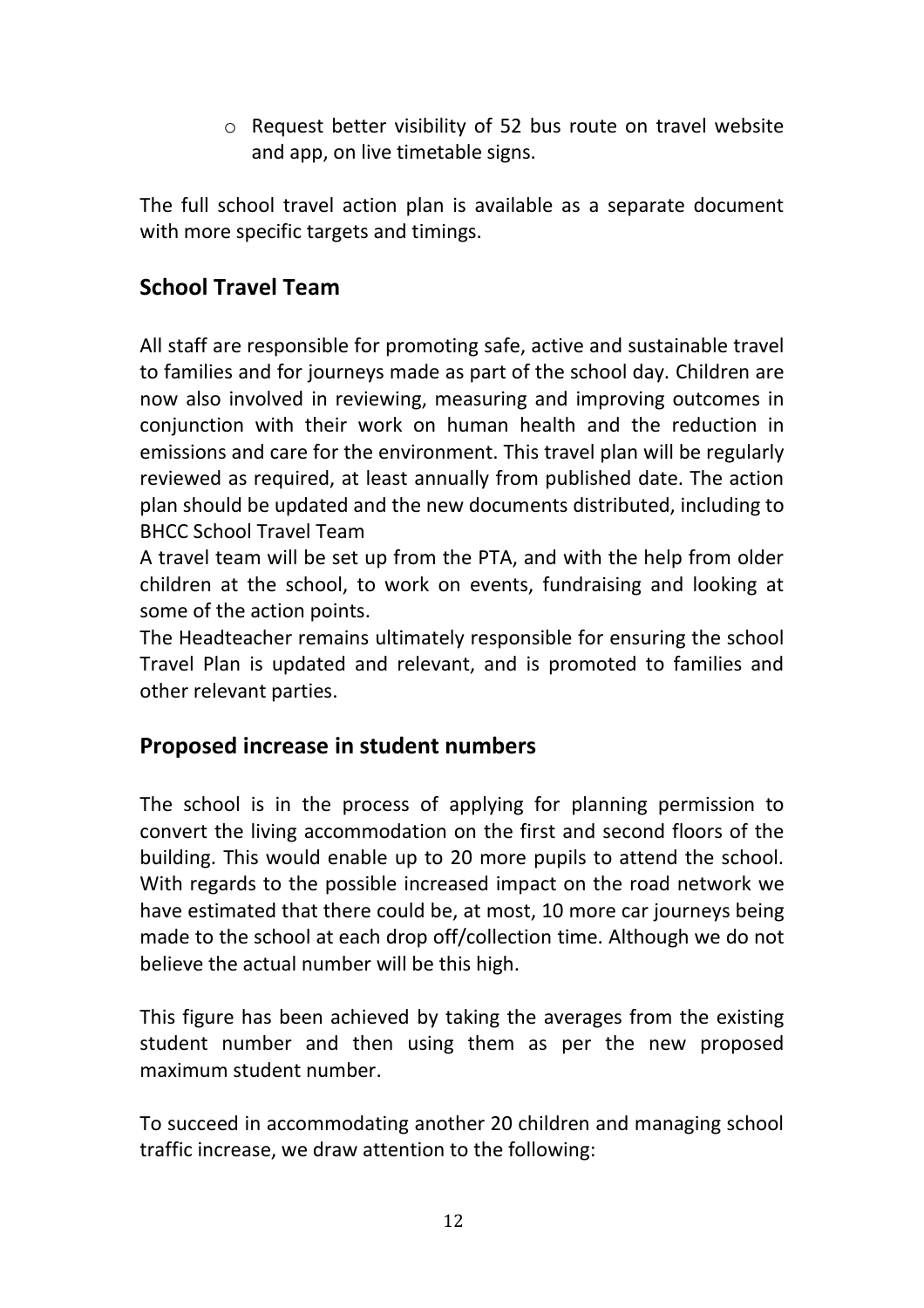- Request better visibility of 52 bus route on travel website and app, on live timetable signs.

The full school travel action plan is available as a separate document with more specific targets and timings.

## School Travel Team

All staff are responsible for promoting safe, active and sustainable travel to families and for journeys made as part of the school day. Children are now also involved in reviewing, measuring and improving outcomes in conjunction with their work on human health and the reduction in emissions and care for the environment. This travel plan will be regularly reviewed as required, at least annually from published date. The action plan should be updated and the new documents distributed, including to BHCC School Travel Team

A travel team will be set up from the PTA, and with the help from older children at the school, to work on events, fundraising and looking at some of the action points.

The Headteacher remains ultimately responsible for ensuring the school Travel Plan is updated and relevant, and is promoted to families and other relevant parties.

## Proposed increase in student numbers

The school is in the process of applying for planning permission to convert the living accommodation on the first and second floors of the building. This would enable up to 20 more pupils to attend the school. With regards to the possible increased impact on the road network we have estimated that there could be, at most, 10 more car journeys being made to the school at each drop off/collection time. Although we do not believe the actual number will be this high.

This figure has been achieved by taking the averages from the existing student number and then using them as per the new proposed maximum student number.

To succeed in accommodating another 20 children and managing school traffic increase, we draw attention to the following: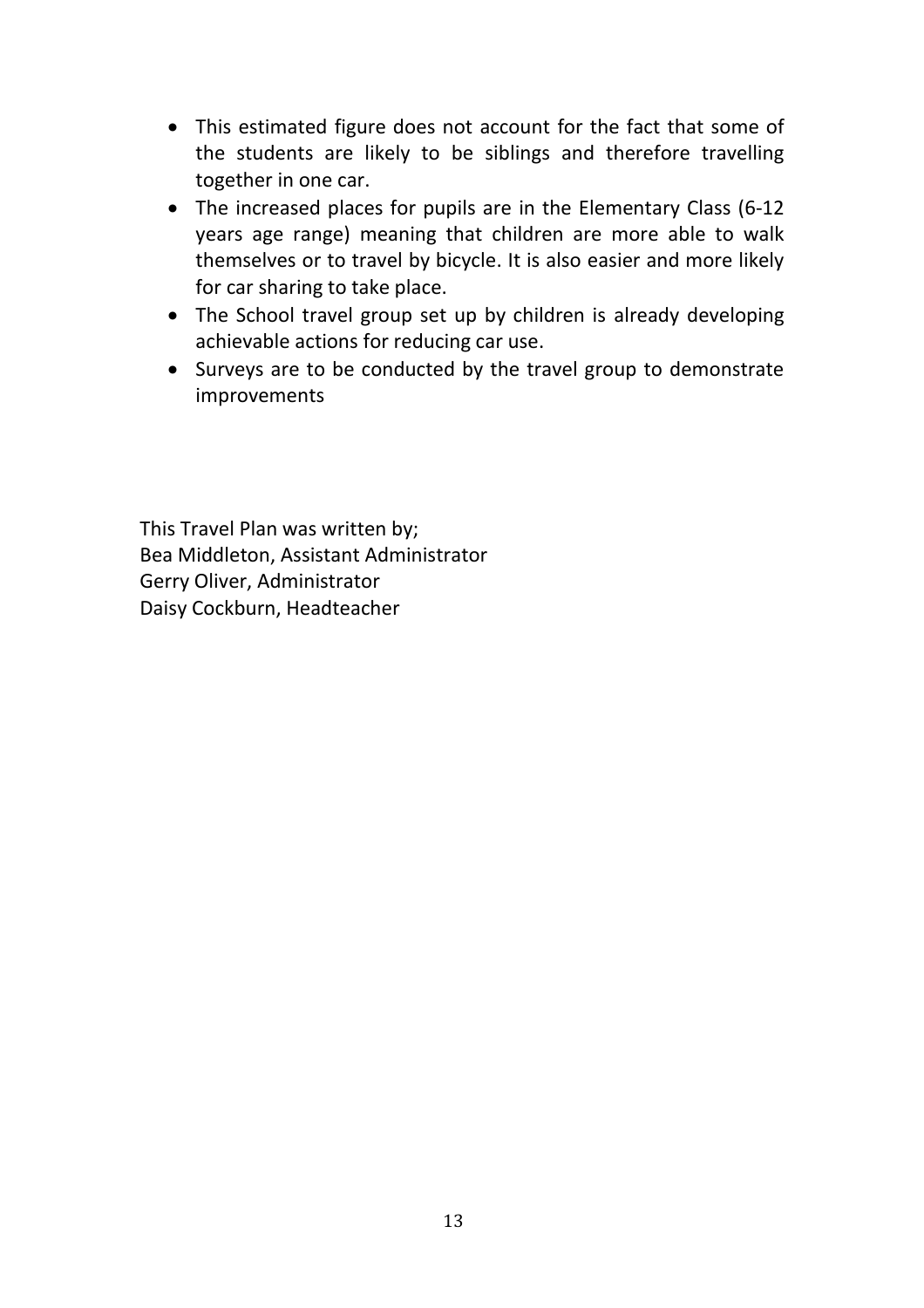- This estimated figure does not account for the fact that some of the students are likely to be siblings and therefore travelling together in one car.
- The increased places for pupils are in the Elementary Class (6-12 years age range) meaning that children are more able to walk themselves or to travel by bicycle. It is also easier and more likely for car sharing to take place.
- The School travel group set up by children is already developing achievable actions for reducing car use.
- Surveys are to be conducted by the travel group to demonstrate improvements

This Travel Plan was written by;
Bea Middleton, Assistant Administrator
Gerry Oliver, Administrator
Daisy Cockburn, Headteacher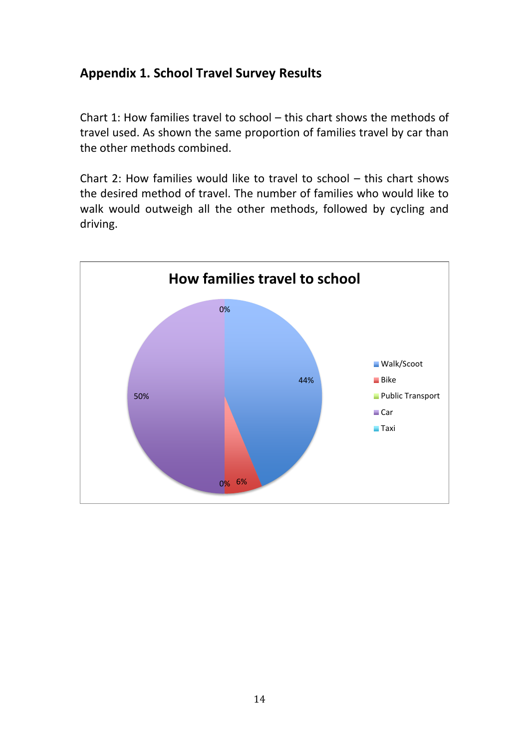## Appendix 1. School Travel Survey Results

Chart 1: How families travel to school – this chart shows the methods of travel used. As shown the same proportion of families travel by car than the other methods combined.

Chart 2: How families would like to travel to school – this chart shows the desired method of travel. The number of families who would like to walk would outweigh all the other methods, followed by cycling and driving.

**How families travel to school**

| Method | Percentage |
| --- | --- |
| Walk/Scoot | 44% |
| Bike | 6% |
| Public Transport | 0% |
| Car | 50% |
| Taxi | 0% |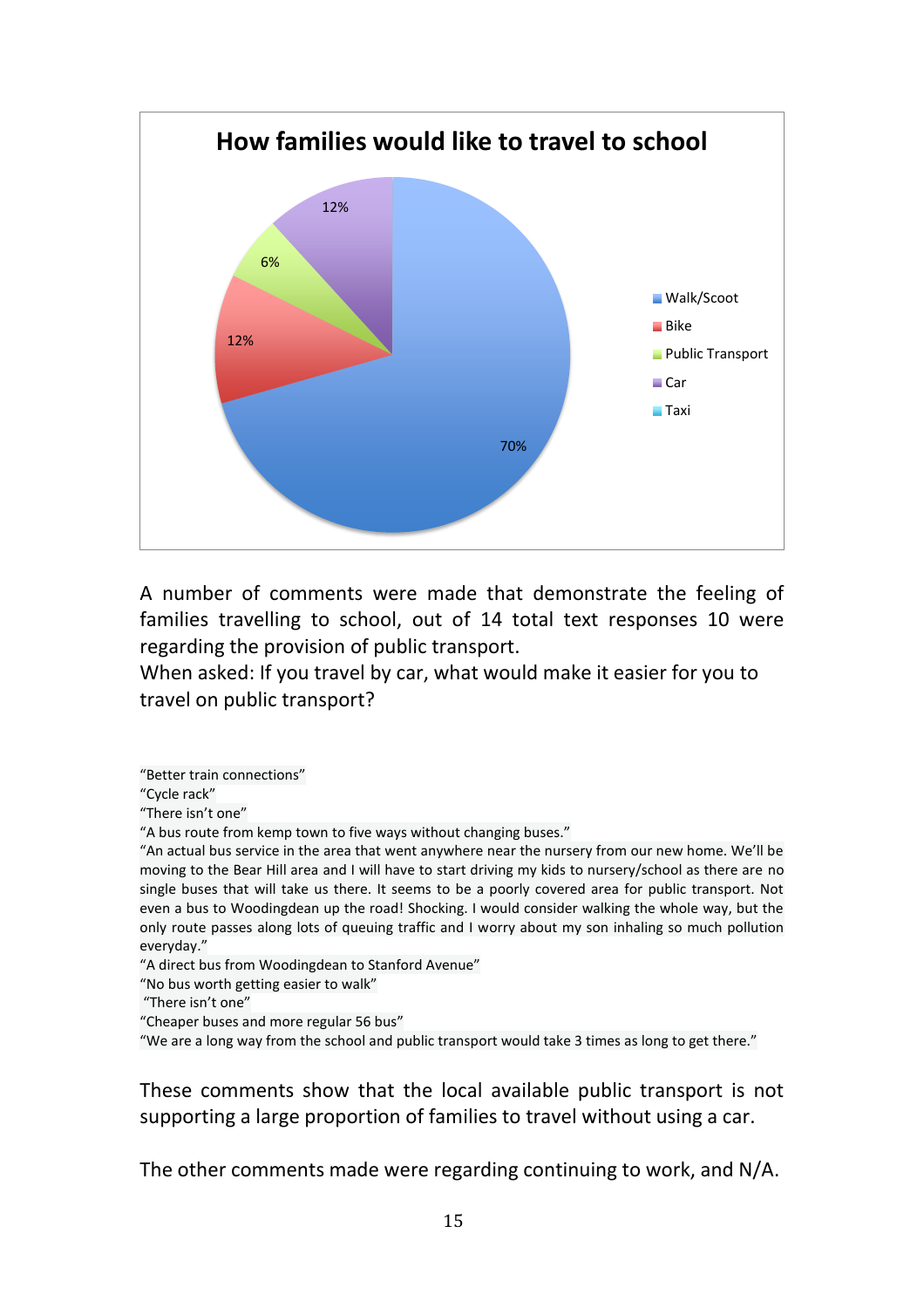**How families would like to travel to school**

| Mode | Percentage |
|---|---|
| Walk/Scoot | 70% |
| Bike | 12% |
| Public Transport | 6% |
| Car | 12% |
| Taxi | |

A number of comments were made that demonstrate the feeling of families travelling to school, out of 14 total text responses 10 were regarding the provision of public transport.

When asked: If you travel by car, what would make it easier for you to travel on public transport?

"Better train connections"
"Cycle rack"
"There isn't one"
"A bus route from kemp town to five ways without changing buses."
"An actual bus service in the area that went anywhere near the nursery from our new home. We'll be moving to the Bear Hill area and I will have to start driving my kids to nursery/school as there are no single buses that will take us there. It seems to be a poorly covered area for public transport. Not even a bus to Woodingdean up the road! Shocking. I would consider walking the whole way, but the only route passes along lots of queuing traffic and I worry about my son inhaling so much pollution everyday."
"A direct bus from Woodingdean to Stanford Avenue"
"No bus worth getting easier to walk"
"There isn't one"
"Cheaper buses and more regular 56 bus"
"We are a long way from the school and public transport would take 3 times as long to get there."

These comments show that the local available public transport is not supporting a large proportion of families to travel without using a car.

The other comments made were regarding continuing to work, and N/A.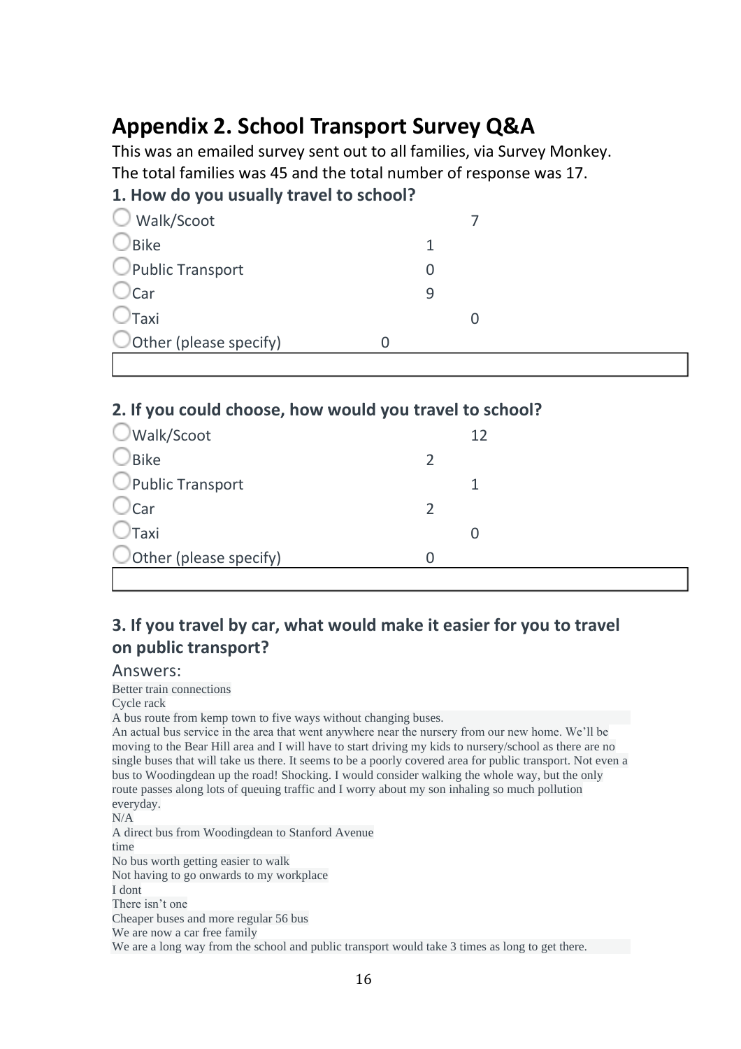## Appendix 2. School Transport Survey Q&A

This was an emailed survey sent out to all families, via Survey Monkey.
The total families was 45 and the total number of response was 17.

### 1. How do you usually travel to school?

| Option | Responses |
|---|---|
| Walk/Scoot | 7 |
| Bike | 1 |
| Public Transport | 0 |
| Car | 9 |
| Taxi | 0 |
| Other (please specify) | 0 |

### 2. If you could choose, how would you travel to school?

| Option | Responses |
|---|---|
| Walk/Scoot | 12 |
| Bike | 2 |
| Public Transport | 1 |
| Car | 2 |
| Taxi | 0 |
| Other (please specify) | 0 |

### 3. If you travel by car, what would make it easier for you to travel on public transport?

Answers:

Better train connections
Cycle rack
A bus route from kemp town to five ways without changing buses.
An actual bus service in the area that went anywhere near the nursery from our new home. We'll be moving to the Bear Hill area and I will have to start driving my kids to nursery/school as there are no single buses that will take us there. It seems to be a poorly covered area for public transport. Not even a bus to Woodingdean up the road! Shocking. I would consider walking the whole way, but the only route passes along lots of queuing traffic and I worry about my son inhaling so much pollution everyday.
N/A
A direct bus from Woodingdean to Stanford Avenue
time
No bus worth getting easier to walk
Not having to go onwards to my workplace
I dont
There isn't one
Cheaper buses and more regular 56 bus
We are now a car free family
We are a long way from the school and public transport would take 3 times as long to get there.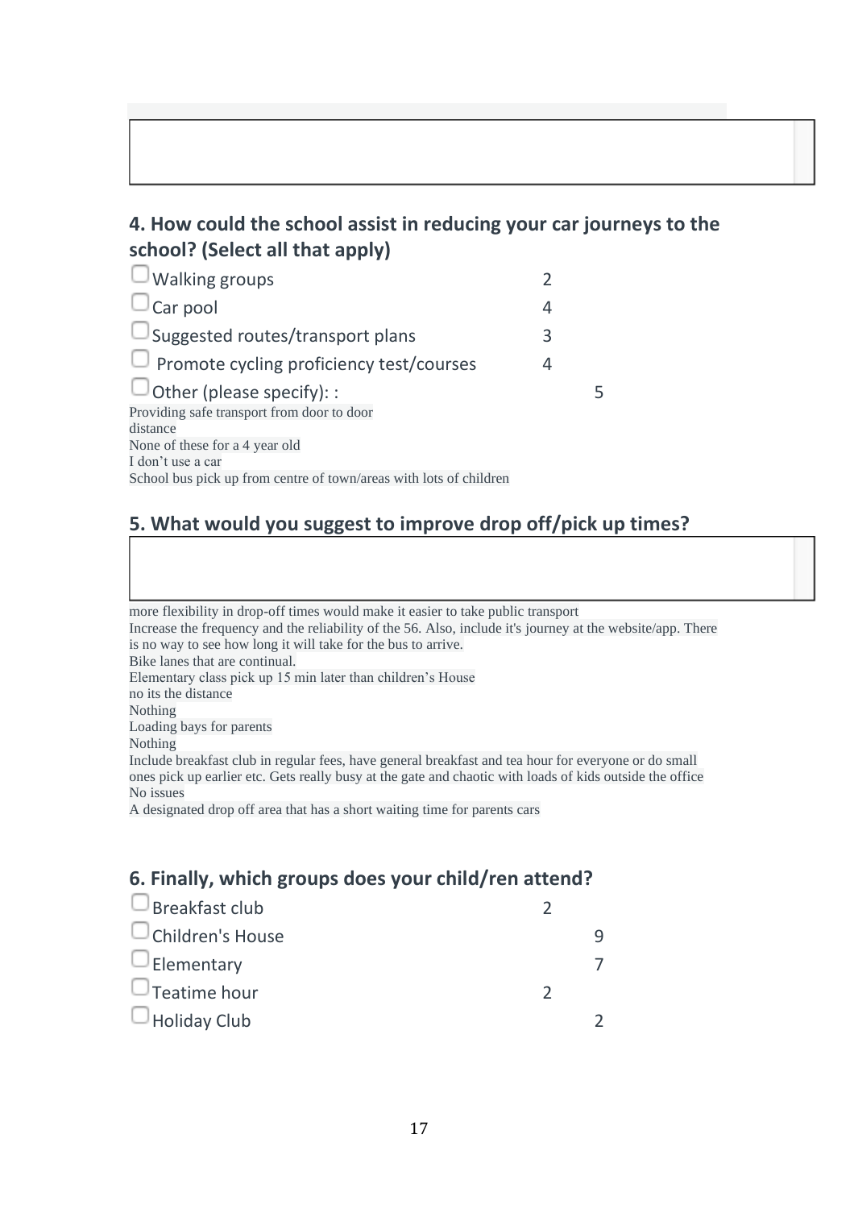## 4. How could the school assist in reducing your car journeys to the school? (Select all that apply)

- ☐ Walking groups 2
- ☐ Car pool 4
- ☐ Suggested routes/transport plans 3
- ☐ Promote cycling proficiency test/courses 4
- ☐ Other (please specify): : 5

Providing safe transport from door to door
distance
None of these for a 4 year old
I don't use a car
School bus pick up from centre of town/areas with lots of children

## 5. What would you suggest to improve drop off/pick up times?

more flexibility in drop-off times would make it easier to take public transport
Increase the frequency and the reliability of the 56. Also, include it's journey at the website/app. There is no way to see how long it will take for the bus to arrive.
Bike lanes that are continual.
Elementary class pick up 15 min later than children's House
no its the distance
Nothing
Loading bays for parents
Nothing
Include breakfast club in regular fees, have general breakfast and tea hour for everyone or do small ones pick up earlier etc. Gets really busy at the gate and chaotic with loads of kids outside the office
No issues
A designated drop off area that has a short waiting time for parents cars

## 6. Finally, which groups does your child/ren attend?

- ☐ Breakfast club 2
- ☐ Children's House 9
- ☐ Elementary 7
- ☐ Teatime hour 2
- ☐ Holiday Club 2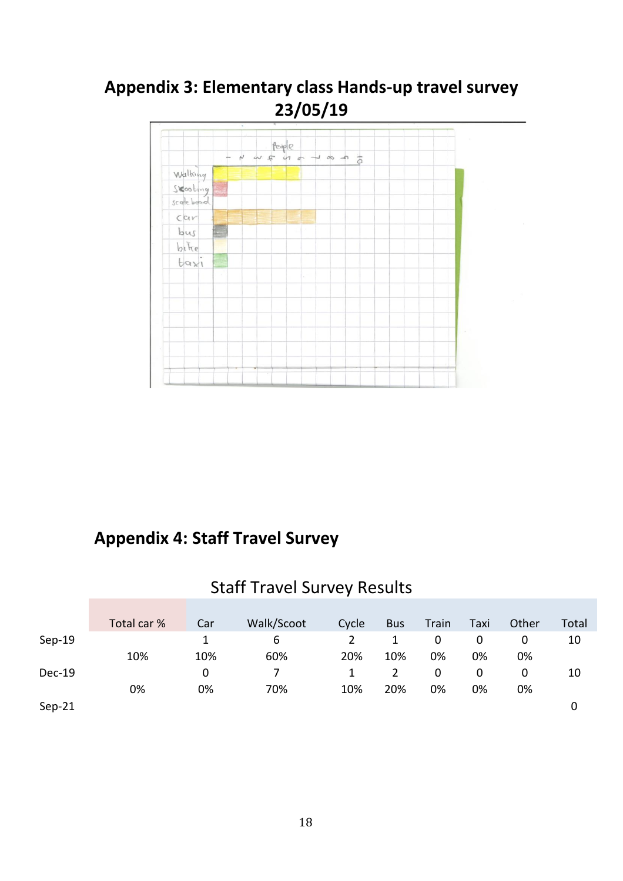# Appendix 3: Elementary class Hands-up travel survey 23/05/19

People

1 2 3 4 5 6 7 8 9 10

Walking

Skooting

Scate board

car

bus

bike

taxi

# Appendix 4: Staff Travel Survey

Staff Travel Survey Results

| | Total car % | Car | Walk/Scoot | Cycle | Bus | Train | Taxi | Other | Total |
|---|---|---|---|---|---|---|---|---|---|
| Sep-19 | | 1 | 6 | 2 | 1 | 0 | 0 | 0 | 10 |
| | 10% | 10% | 60% | 20% | 10% | 0% | 0% | 0% | |
| Dec-19 | | 0 | 7 | 1 | 2 | 0 | 0 | 0 | 10 |
| | 0% | 0% | 70% | 10% | 20% | 0% | 0% | 0% | |
| Sep-21 | | | | | | | | | 0 |